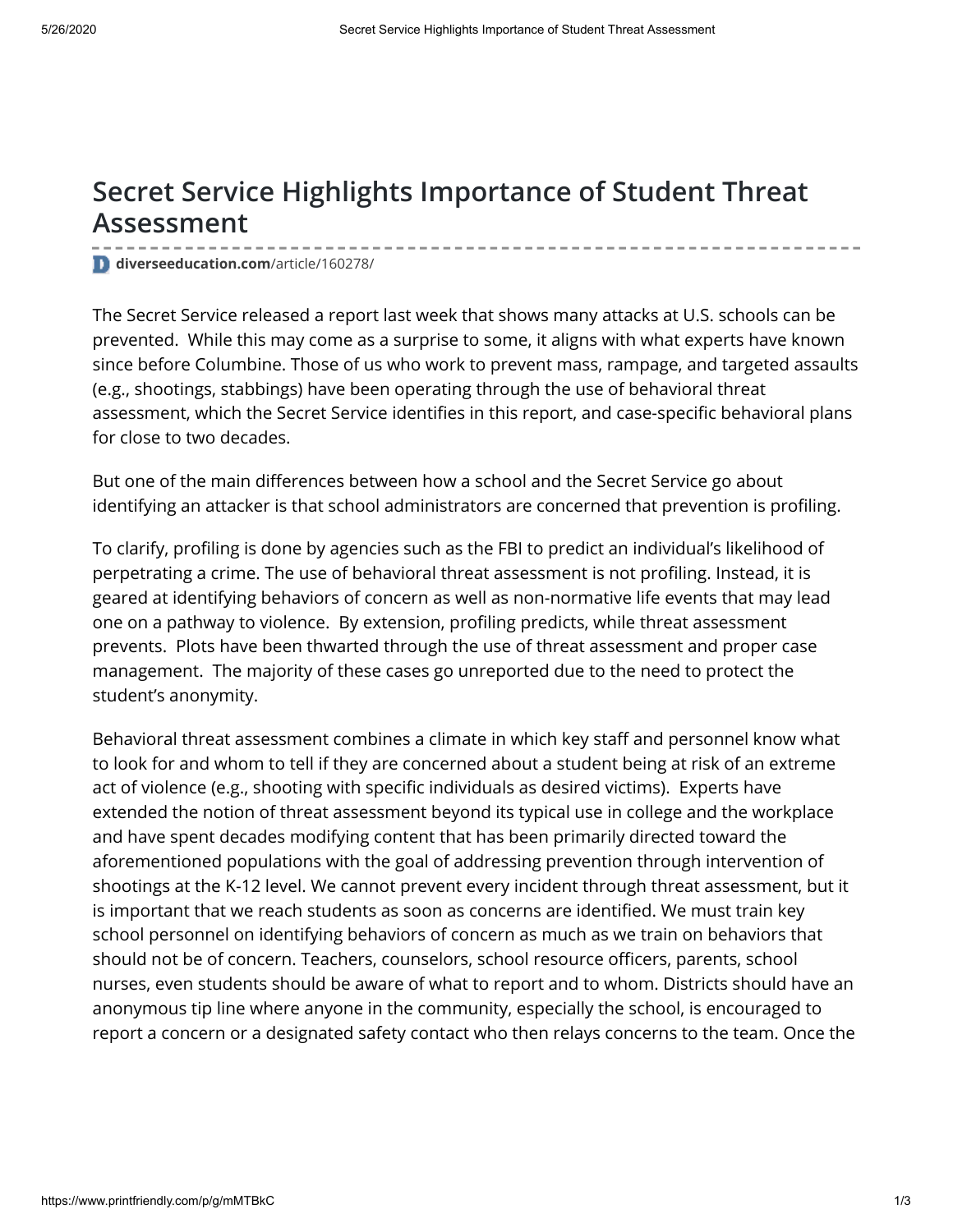# Secret Service Highlights Importance of Student Threat Assessment

diverseeducation.com/article/160278/

The Secret Service released a report last week that shows many attacks at U.S. schools can be prevented. While this may come as a surprise to some, it aligns with what experts have known since before Columbine. Those of us who work to prevent mass, rampage, and targeted assaults (e.g., shootings, stabbings) have been operating through the use of behavioral threat assessment, which the Secret Service identifies in this report, and case-specific behavioral plans for close to two decades.

But one of the main differences between how a school and the Secret Service go about identifying an attacker is that school administrators are concerned that prevention is profiling.

To clarify, profiling is done by agencies such as the FBI to predict an individual's likelihood of perpetrating a crime. The use of behavioral threat assessment is not profiling. Instead, it is geared at identifying behaviors of concern as well as non-normative life events that may lead one on a pathway to violence. By extension, profiling predicts, while threat assessment prevents. Plots have been thwarted through the use of threat assessment and proper case management. The majority of these cases go unreported due to the need to protect the student's anonymity.

Behavioral threat assessment combines a climate in which key staff and personnel know what to look for and whom to tell if they are concerned about a student being at risk of an extreme act of violence (e.g., shooting with specific individuals as desired victims). Experts have extended the notion of threat assessment beyond its typical use in college and the workplace and have spent decades modifying content that has been primarily directed toward the aforementioned populations with the goal of addressing prevention through intervention of shootings at the K-12 level. We cannot prevent every incident through threat assessment, but it is important that we reach students as soon as concerns are identified. We must train key school personnel on identifying behaviors of concern as much as we train on behaviors that should not be of concern. Teachers, counselors, school resource officers, parents, school nurses, even students should be aware of what to report and to whom. Districts should have an anonymous tip line where anyone in the community, especially the school, is encouraged to report a concern or a designated safety contact who then relays concerns to the team. Once the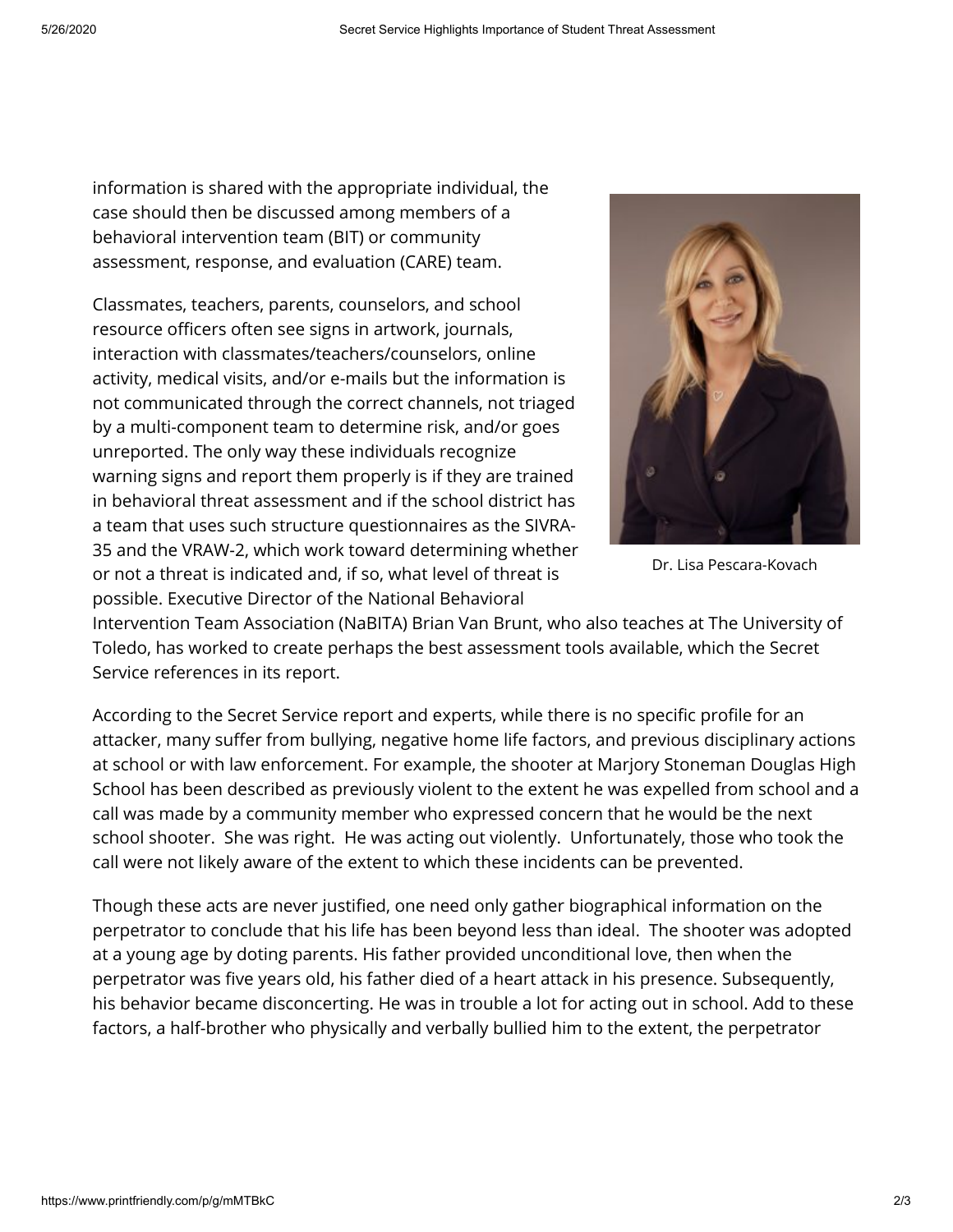information is shared with the appropriate individual, the case should then be discussed among members of a behavioral intervention team (BIT) or community assessment, response, and evaluation (CARE) team.

Classmates, teachers, parents, counselors, and school resource officers often see signs in artwork, journals, interaction with classmates/teachers/counselors, online activity, medical visits, and/or e-mails but the information is not communicated through the correct channels, not triaged by a multi-component team to determine risk, and/or goes unreported. The only way these individuals recognize warning signs and report them properly is if they are trained in behavioral threat assessment and if the school district has a team that uses such structure questionnaires as the SIVRA-35 and the VRAW-2, which work toward determining whether or not a threat is indicated and, if so, what level of threat is possible. Executive Director of the National Behavioral Intervention Team Association (NaBITA) Brian Van Brunt, who also teaches at The University of Toledo, has worked to create perhaps the best assessment tools available, which the Secret Service references in its report.

Dr. Lisa Pescara-Kovach

According to the Secret Service report and experts, while there is no specific profile for an attacker, many suffer from bullying, negative home life factors, and previous disciplinary actions at school or with law enforcement. For example, the shooter at Marjory Stoneman Douglas High School has been described as previously violent to the extent he was expelled from school and a call was made by a community member who expressed concern that he would be the next school shooter. She was right. He was acting out violently. Unfortunately, those who took the call were not likely aware of the extent to which these incidents can be prevented.

Though these acts are never justified, one need only gather biographical information on the perpetrator to conclude that his life has been beyond less than ideal. The shooter was adopted at a young age by doting parents. His father provided unconditional love, then when the perpetrator was five years old, his father died of a heart attack in his presence. Subsequently, his behavior became disconcerting. He was in trouble a lot for acting out in school. Add to these factors, a half-brother who physically and verbally bullied him to the extent, the perpetrator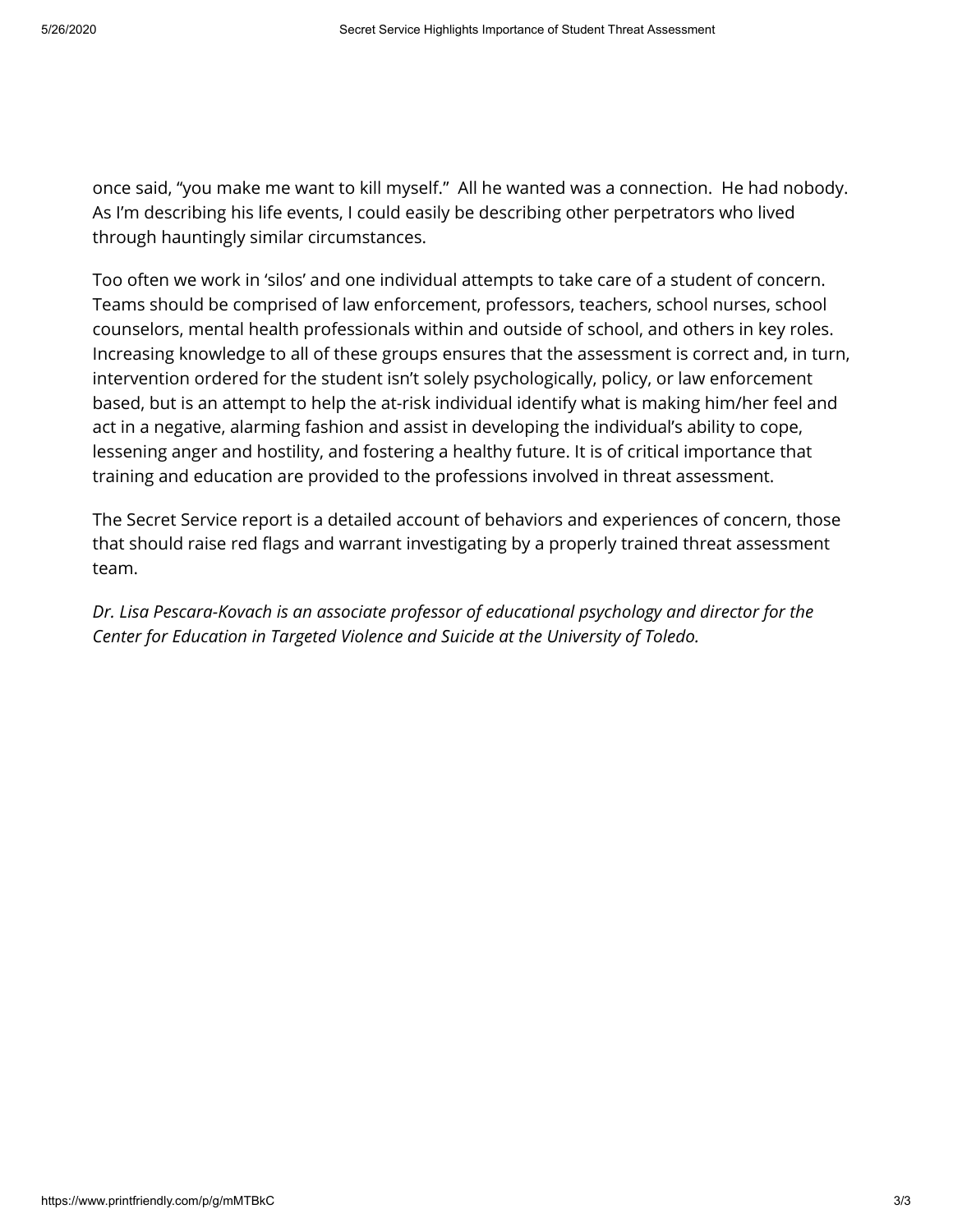once said, “you make me want to kill myself.” All he wanted was a connection. He had nobody. As I’m describing his life events, I could easily be describing other perpetrators who lived through hauntingly similar circumstances.

Too often we work in ‘silos’ and one individual attempts to take care of a student of concern. Teams should be comprised of law enforcement, professors, teachers, school nurses, school counselors, mental health professionals within and outside of school, and others in key roles. Increasing knowledge to all of these groups ensures that the assessment is correct and, in turn, intervention ordered for the student isn’t solely psychologically, policy, or law enforcement based, but is an attempt to help the at-risk individual identify what is making him/her feel and act in a negative, alarming fashion and assist in developing the individual’s ability to cope, lessening anger and hostility, and fostering a healthy future. It is of critical importance that training and education are provided to the professions involved in threat assessment.

The Secret Service report is a detailed account of behaviors and experiences of concern, those that should raise red flags and warrant investigating by a properly trained threat assessment team.

*Dr. Lisa Pescara-Kovach is an associate professor of educational psychology and director for the Center for Education in Targeted Violence and Suicide at the University of Toledo.*